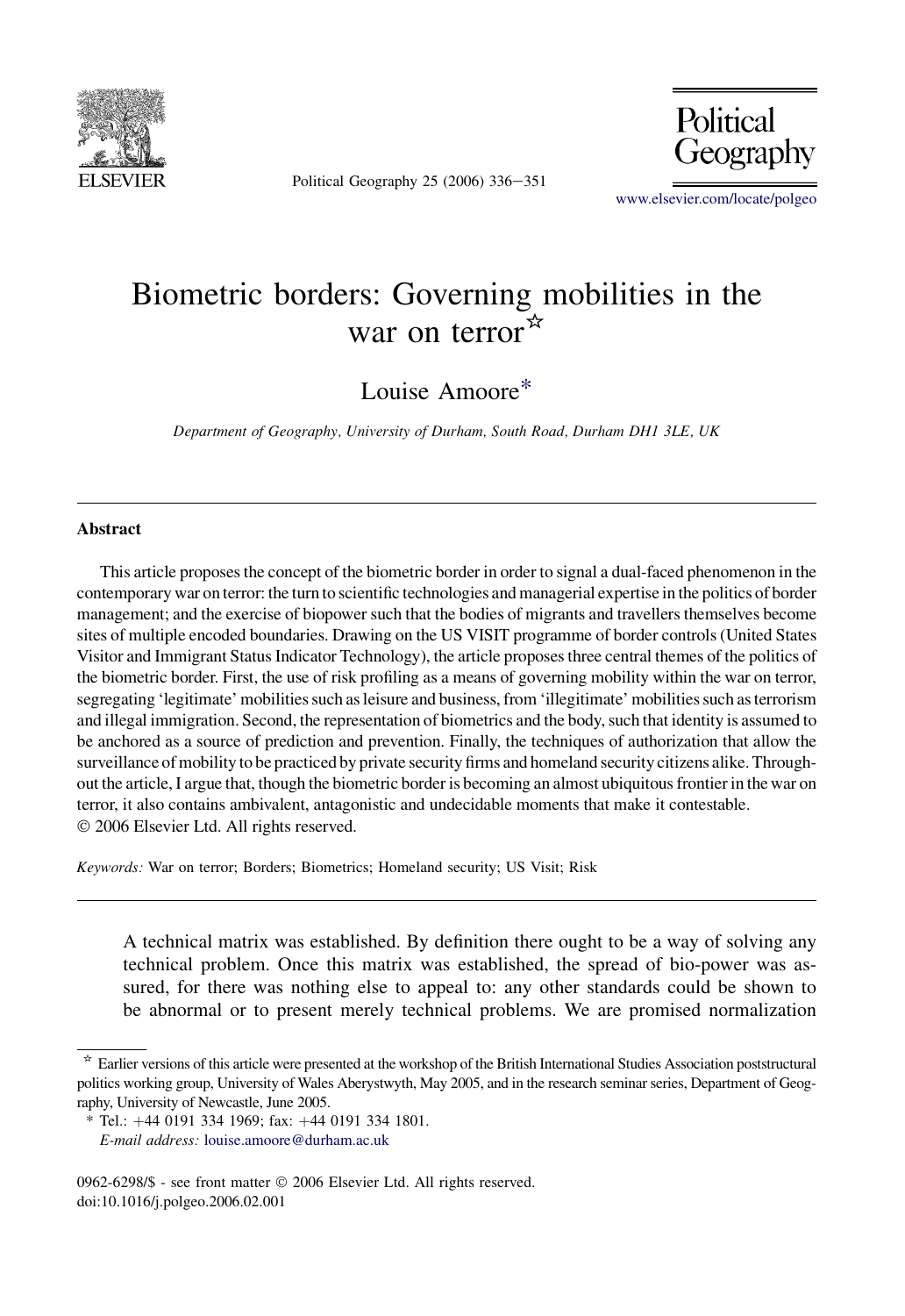# Biometric borders: Governing mobilities in the war on terror[☆]

Louise Amoore[*]

*Department of Geography, University of Durham, South Road, Durham DH1 3LE, UK*

---

## Abstract

This article proposes the concept of the biometric border in order to signal a dual-faced phenomenon in the contemporary war on terror: the turn to scientific technologies and managerial expertise in the politics of border management; and the exercise of biopower such that the bodies of migrants and travellers themselves become sites of multiple encoded boundaries. Drawing on the US VISIT programme of border controls (United States Visitor and Immigrant Status Indicator Technology), the article proposes three central themes of the politics of the biometric border. First, the use of risk profiling as a means of governing mobility within the war on terror, segregating 'legitimate' mobilities such as leisure and business, from 'illegitimate' mobilities such as terrorism and illegal immigration. Second, the representation of biometrics and the body, such that identity is assumed to be anchored as a source of prediction and prevention. Finally, the techniques of authorization that allow the surveillance of mobility to be practiced by private security firms and homeland security citizens alike. Throughout the article, I argue that, though the biometric border is becoming an almost ubiquitous frontier in the war on terror, it also contains ambivalent, antagonistic and undecidable moments that make it contestable.

© 2006 Elsevier Ltd. All rights reserved.

*Keywords:* War on terror; Borders; Biometrics; Homeland security; US Visit; Risk

---

> A technical matrix was established. By definition there ought to be a way of solving any technical problem. Once this matrix was established, the spread of bio-power was assured, for there was nothing else to appeal to: any other standards could be shown to be abnormal or to present merely technical problems. We are promised normalization

---

[☆] Earlier versions of this article were presented at the workshop of the British International Studies Association poststructural politics working group, University of Wales Aberystwyth, May 2005, and in the research seminar series, Department of Geography, University of Newcastle, June 2005.

[*] Tel.: +44 0191 334 1969; fax: +44 0191 334 1801.
*E-mail address:* louise.amoore@durham.ac.uk

0962-6298/$ - see front matter © 2006 Elsevier Ltd. All rights reserved.
doi:10.1016/j.polgeo.2006.02.001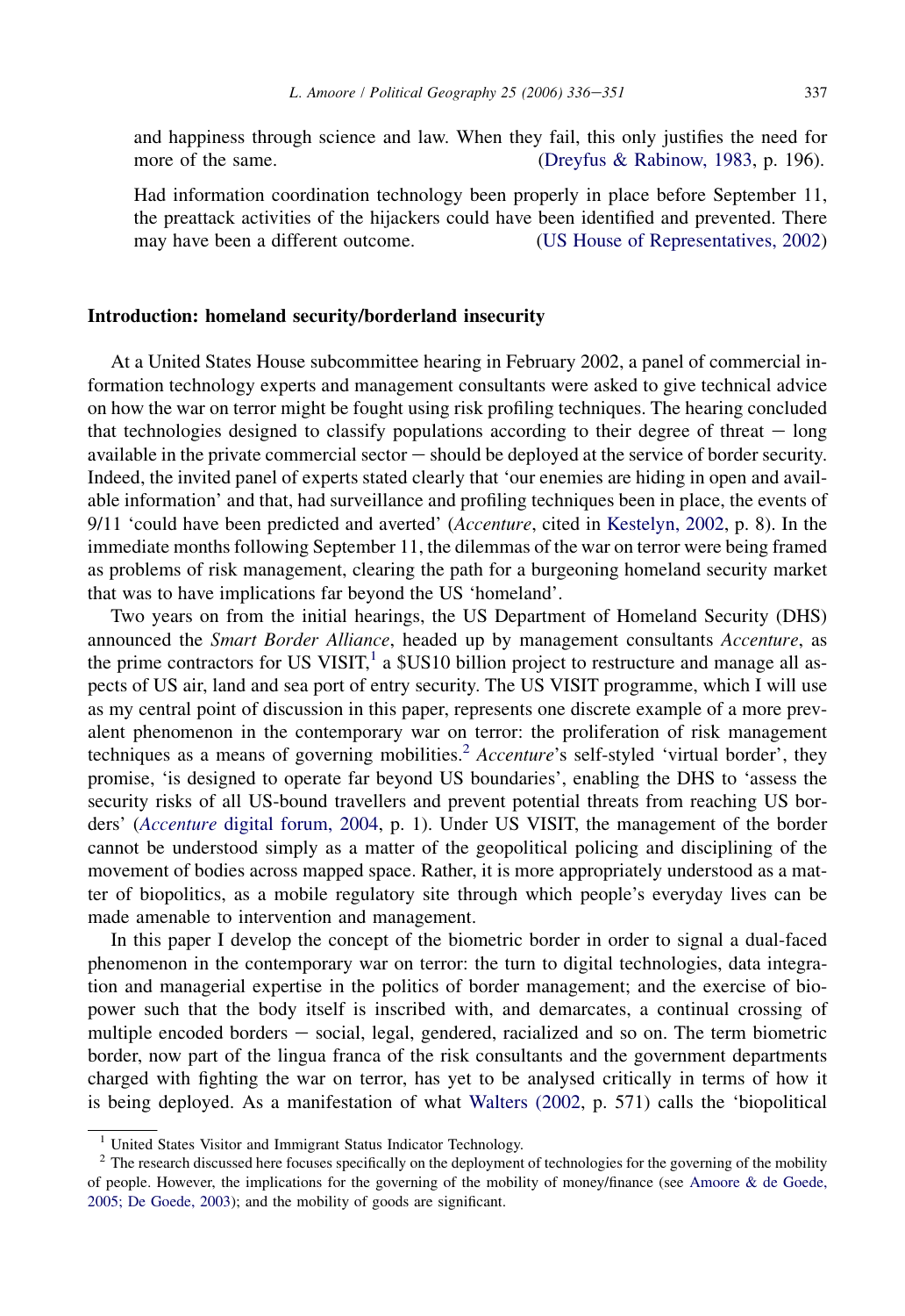> and happiness through science and law. When they fail, this only justifies the need for more of the same. (Dreyfus & Rabinow, 1983, p. 196).

> Had information coordination technology been properly in place before September 11, the preattack activities of the hijackers could have been identified and prevented. There may have been a different outcome. (US House of Representatives, 2002)

## Introduction: homeland security/borderland insecurity

At a United States House subcommittee hearing in February 2002, a panel of commercial information technology experts and management consultants were asked to give technical advice on how the war on terror might be fought using risk profiling techniques. The hearing concluded that technologies designed to classify populations according to their degree of threat – long available in the private commercial sector – should be deployed at the service of border security. Indeed, the invited panel of experts stated clearly that 'our enemies are hiding in open and available information' and that, had surveillance and profiling techniques been in place, the events of 9/11 'could have been predicted and averted' (*Accenture*, cited in Kestelyn, 2002, p. 8). In the immediate months following September 11, the dilemmas of the war on terror were being framed as problems of risk management, clearing the path for a burgeoning homeland security market that was to have implications far beyond the US 'homeland'.

Two years on from the initial hearings, the US Department of Homeland Security (DHS) announced the *Smart Border Alliance*, headed up by management consultants *Accenture*, as the prime contractors for US VISIT,[1] a $US10 billion project to restructure and manage all aspects of US air, land and sea port of entry security. The US VISIT programme, which I will use as my central point of discussion in this paper, represents one discrete example of a more prevalent phenomenon in the contemporary war on terror: the proliferation of risk management techniques as a means of governing mobilities.[2] *Accenture*'s self-styled 'virtual border', they promise, 'is designed to operate far beyond US boundaries', enabling the DHS to 'assess the security risks of all US-bound travellers and prevent potential threats from reaching US borders' (*Accenture* digital forum, 2004, p. 1). Under US VISIT, the management of the border cannot be understood simply as a matter of the geopolitical policing and disciplining of the movement of bodies across mapped space. Rather, it is more appropriately understood as a matter of biopolitics, as a mobile regulatory site through which people's everyday lives can be made amenable to intervention and management.

In this paper I develop the concept of the biometric border in order to signal a dual-faced phenomenon in the contemporary war on terror: the turn to digital technologies, data integration and managerial expertise in the politics of border management; and the exercise of biopower such that the body itself is inscribed with, and demarcates, a continual crossing of multiple encoded borders – social, legal, gendered, racialized and so on. The term biometric border, now part of the lingua franca of the risk consultants and the government departments charged with fighting the war on terror, has yet to be analysed critically in terms of how it is being deployed. As a manifestation of what Walters (2002, p. 571) calls the 'biopolitical

[1] United States Visitor and Immigrant Status Indicator Technology.

[2] The research discussed here focuses specifically on the deployment of technologies for the governing of the mobility of people. However, the implications for the governing of the mobility of money/finance (see Amoore & de Goede, 2005; De Goede, 2003); and the mobility of goods are significant.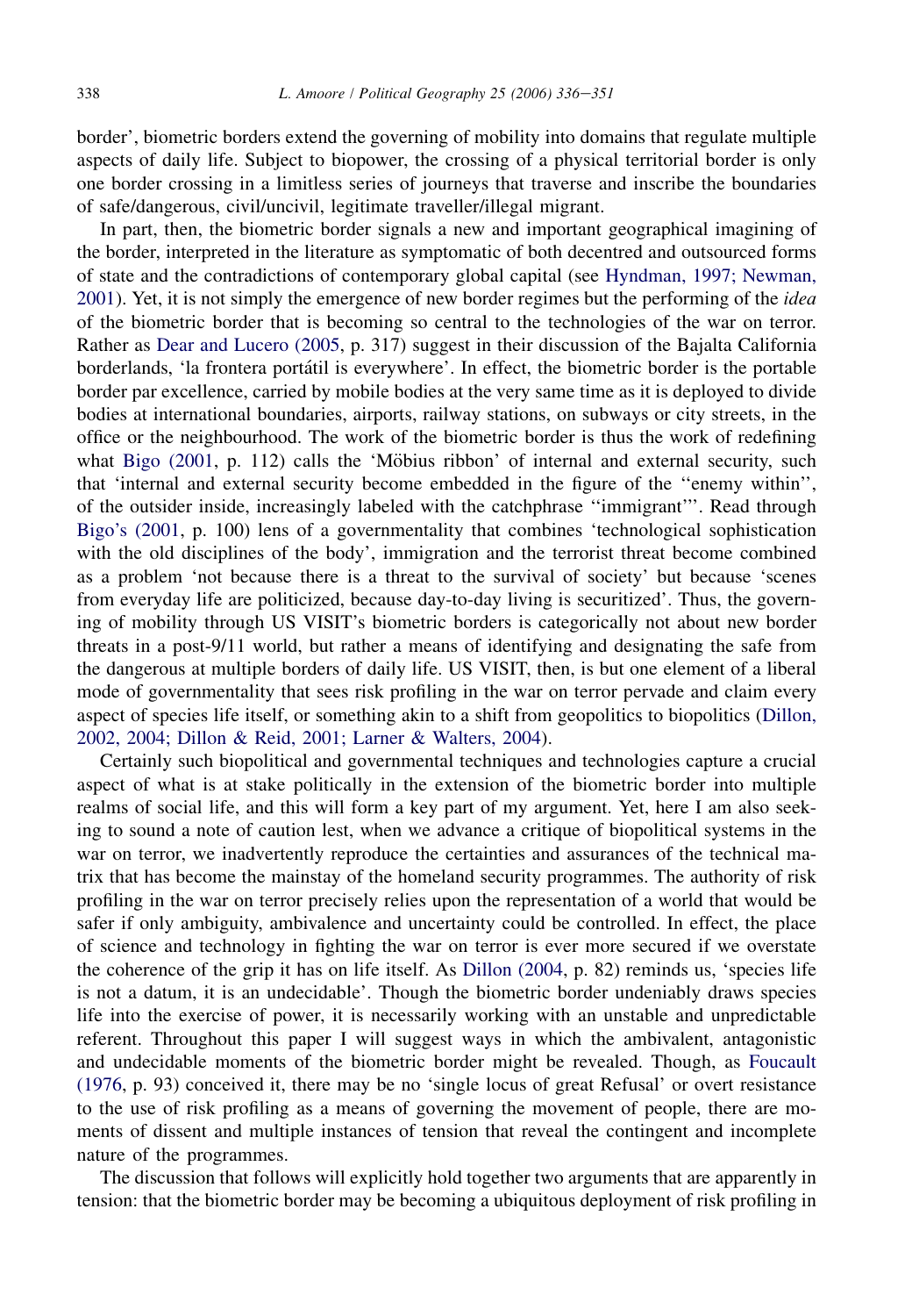border', biometric borders extend the governing of mobility into domains that regulate multiple aspects of daily life. Subject to biopower, the crossing of a physical territorial border is only one border crossing in a limitless series of journeys that traverse and inscribe the boundaries of safe/dangerous, civil/uncivil, legitimate traveller/illegal migrant.

In part, then, the biometric border signals a new and important geographical imagining of the border, interpreted in the literature as symptomatic of both decentred and outsourced forms of state and the contradictions of contemporary global capital (see Hyndman, 1997; Newman, 2001). Yet, it is not simply the emergence of new border regimes but the performing of the *idea* of the biometric border that is becoming so central to the technologies of the war on terror. Rather as Dear and Lucero (2005, p. 317) suggest in their discussion of the Bajalta California borderlands, 'la frontera portátil is everywhere'. In effect, the biometric border is the portable border par excellence, carried by mobile bodies at the very same time as it is deployed to divide bodies at international boundaries, airports, railway stations, on subways or city streets, in the office or the neighbourhood. The work of the biometric border is thus the work of redefining what Bigo (2001, p. 112) calls the 'Möbius ribbon' of internal and external security, such that 'internal and external security become embedded in the figure of the "enemy within", of the outsider inside, increasingly labeled with the catchphrase "immigrant"'. Read through Bigo's (2001, p. 100) lens of a governmentality that combines 'technological sophistication with the old disciplines of the body', immigration and the terrorist threat become combined as a problem 'not because there is a threat to the survival of society' but because 'scenes from everyday life are politicized, because day-to-day living is securitized'. Thus, the governing of mobility through US VISIT's biometric borders is categorically not about new border threats in a post-9/11 world, but rather a means of identifying and designating the safe from the dangerous at multiple borders of daily life. US VISIT, then, is but one element of a liberal mode of governmentality that sees risk profiling in the war on terror pervade and claim every aspect of species life itself, or something akin to a shift from geopolitics to biopolitics (Dillon, 2002, 2004; Dillon & Reid, 2001; Larner & Walters, 2004).

Certainly such biopolitical and governmental techniques and technologies capture a crucial aspect of what is at stake politically in the extension of the biometric border into multiple realms of social life, and this will form a key part of my argument. Yet, here I am also seeking to sound a note of caution lest, when we advance a critique of biopolitical systems in the war on terror, we inadvertently reproduce the certainties and assurances of the technical matrix that has become the mainstay of the homeland security programmes. The authority of risk profiling in the war on terror precisely relies upon the representation of a world that would be safer if only ambiguity, ambivalence and uncertainty could be controlled. In effect, the place of science and technology in fighting the war on terror is ever more secured if we overstate the coherence of the grip it has on life itself. As Dillon (2004, p. 82) reminds us, 'species life is not a datum, it is an undecidable'. Though the biometric border undeniably draws species life into the exercise of power, it is necessarily working with an unstable and unpredictable referent. Throughout this paper I will suggest ways in which the ambivalent, antagonistic and undecidable moments of the biometric border might be revealed. Though, as Foucault (1976, p. 93) conceived it, there may be no 'single locus of great Refusal' or overt resistance to the use of risk profiling as a means of governing the movement of people, there are moments of dissent and multiple instances of tension that reveal the contingent and incomplete nature of the programmes.

The discussion that follows will explicitly hold together two arguments that are apparently in tension: that the biometric border may be becoming a ubiquitous deployment of risk profiling in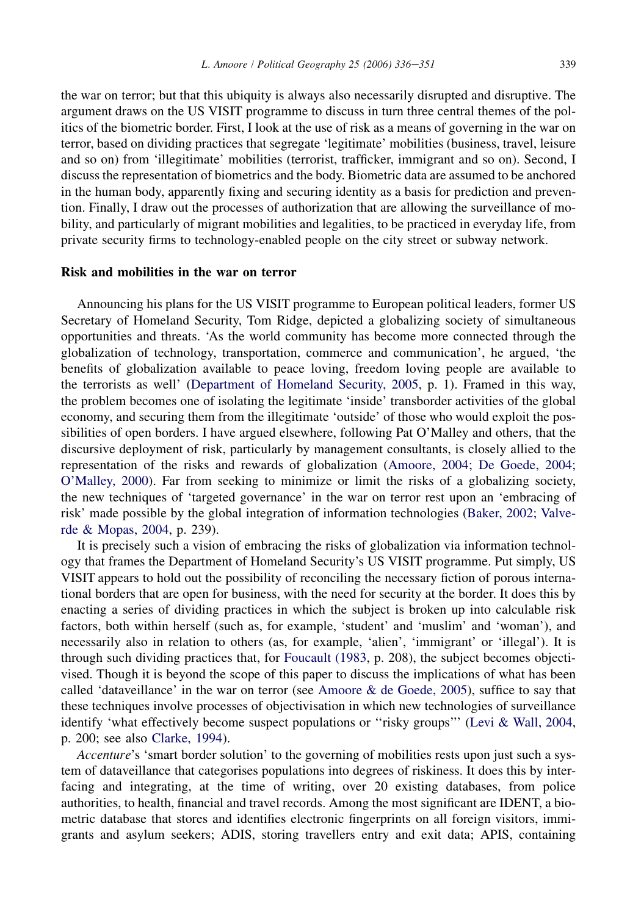the war on terror; but that this ubiquity is always also necessarily disrupted and disruptive. The argument draws on the US VISIT programme to discuss in turn three central themes of the politics of the biometric border. First, I look at the use of risk as a means of governing in the war on terror, based on dividing practices that segregate 'legitimate' mobilities (business, travel, leisure and so on) from 'illegitimate' mobilities (terrorist, trafficker, immigrant and so on). Second, I discuss the representation of biometrics and the body. Biometric data are assumed to be anchored in the human body, apparently fixing and securing identity as a basis for prediction and prevention. Finally, I draw out the processes of authorization that are allowing the surveillance of mobility, and particularly of migrant mobilities and legalities, to be practiced in everyday life, from private security firms to technology-enabled people on the city street or subway network.

## Risk and mobilities in the war on terror

Announcing his plans for the US VISIT programme to European political leaders, former US Secretary of Homeland Security, Tom Ridge, depicted a globalizing society of simultaneous opportunities and threats. 'As the world community has become more connected through the globalization of technology, transportation, commerce and communication', he argued, 'the benefits of globalization available to peace loving, freedom loving people are available to the terrorists as well' (Department of Homeland Security, 2005, p. 1). Framed in this way, the problem becomes one of isolating the legitimate 'inside' transborder activities of the global economy, and securing them from the illegitimate 'outside' of those who would exploit the possibilities of open borders. I have argued elsewhere, following Pat O'Malley and others, that the discursive deployment of risk, particularly by management consultants, is closely allied to the representation of the risks and rewards of globalization (Amoore, 2004; De Goede, 2004; O'Malley, 2000). Far from seeking to minimize or limit the risks of a globalizing society, the new techniques of 'targeted governance' in the war on terror rest upon an 'embracing of risk' made possible by the global integration of information technologies (Baker, 2002; Valverde & Mopas, 2004, p. 239).

It is precisely such a vision of embracing the risks of globalization via information technology that frames the Department of Homeland Security's US VISIT programme. Put simply, US VISIT appears to hold out the possibility of reconciling the necessary fiction of porous international borders that are open for business, with the need for security at the border. It does this by enacting a series of dividing practices in which the subject is broken up into calculable risk factors, both within herself (such as, for example, 'student' and 'muslim' and 'woman'), and necessarily also in relation to others (as, for example, 'alien', 'immigrant' or 'illegal'). It is through such dividing practices that, for Foucault (1983, p. 208), the subject becomes objectivised. Though it is beyond the scope of this paper to discuss the implications of what has been called 'dataveillance' in the war on terror (see Amoore & de Goede, 2005), suffice to say that these techniques involve processes of objectivisation in which new technologies of surveillance identify 'what effectively become suspect populations or "risky groups"' (Levi & Wall, 2004, p. 200; see also Clarke, 1994).

*Accenture*'s 'smart border solution' to the governing of mobilities rests upon just such a system of dataveillance that categorises populations into degrees of riskiness. It does this by interfacing and integrating, at the time of writing, over 20 existing databases, from police authorities, to health, financial and travel records. Among the most significant are IDENT, a biometric database that stores and identifies electronic fingerprints on all foreign visitors, immigrants and asylum seekers; ADIS, storing travellers entry and exit data; APIS, containing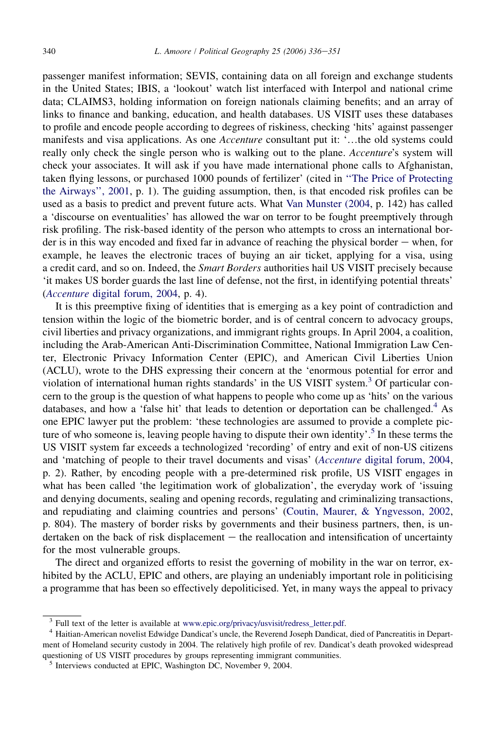passenger manifest information; SEVIS, containing data on all foreign and exchange students in the United States; IBIS, a 'lookout' watch list interfaced with Interpol and national crime data; CLAIMS3, holding information on foreign nationals claiming benefits; and an array of links to finance and banking, education, and health databases. US VISIT uses these databases to profile and encode people according to degrees of riskiness, checking 'hits' against passenger manifests and visa applications. As one *Accenture* consultant put it: '…the old systems could really only check the single person who is walking out to the plane. *Accenture*'s system will check your associates. It will ask if you have made international phone calls to Afghanistan, taken flying lessons, or purchased 1000 pounds of fertilizer' (cited in "The Price of Protecting the Airways", 2001, p. 1). The guiding assumption, then, is that encoded risk profiles can be used as a basis to predict and prevent future acts. What Van Munster (2004, p. 142) has called a 'discourse on eventualities' has allowed the war on terror to be fought preemptively through risk profiling. The risk-based identity of the person who attempts to cross an international border is in this way encoded and fixed far in advance of reaching the physical border – when, for example, he leaves the electronic traces of buying an air ticket, applying for a visa, using a credit card, and so on. Indeed, the *Smart Borders* authorities hail US VISIT precisely because 'it makes US border guards the last line of defense, not the first, in identifying potential threats' (*Accenture* digital forum, 2004, p. 4).

It is this preemptive fixing of identities that is emerging as a key point of contradiction and tension within the logic of the biometric border, and is of central concern to advocacy groups, civil liberties and privacy organizations, and immigrant rights groups. In April 2004, a coalition, including the Arab-American Anti-Discrimination Committee, National Immigration Law Center, Electronic Privacy Information Center (EPIC), and American Civil Liberties Union (ACLU), wrote to the DHS expressing their concern at the 'enormous potential for error and violation of international human rights standards' in the US VISIT system.[3] Of particular concern to the group is the question of what happens to people who come up as 'hits' on the various databases, and how a 'false hit' that leads to detention or deportation can be challenged.[4] As one EPIC lawyer put the problem: 'these technologies are assumed to provide a complete picture of who someone is, leaving people having to dispute their own identity'.[5] In these terms the US VISIT system far exceeds a technologized 'recording' of entry and exit of non-US citizens and 'matching of people to their travel documents and visas' (*Accenture* digital forum, 2004, p. 2). Rather, by encoding people with a pre-determined risk profile, US VISIT engages in what has been called 'the legitimation work of globalization', the everyday work of 'issuing and denying documents, sealing and opening records, regulating and criminalizing transactions, and repudiating and claiming countries and persons' (Coutin, Maurer, & Yngvesson, 2002, p. 804). The mastery of border risks by governments and their business partners, then, is undertaken on the back of risk displacement – the reallocation and intensification of uncertainty for the most vulnerable groups.

The direct and organized efforts to resist the governing of mobility in the war on terror, exhibited by the ACLU, EPIC and others, are playing an undeniably important role in politicising a programme that has been so effectively depoliticised. Yet, in many ways the appeal to privacy

---

[3] Full text of the letter is available at www.epic.org/privacy/usvisit/redress_letter.pdf.

[4] Haitian-American novelist Edwidge Dandicat's uncle, the Reverend Joseph Dandicat, died of Pancreatitis in Department of Homeland security custody in 2004. The relatively high profile of rev. Dandicat's death provoked widespread questioning of US VISIT procedures by groups representing immigrant communities.

[5] Interviews conducted at EPIC, Washington DC, November 9, 2004.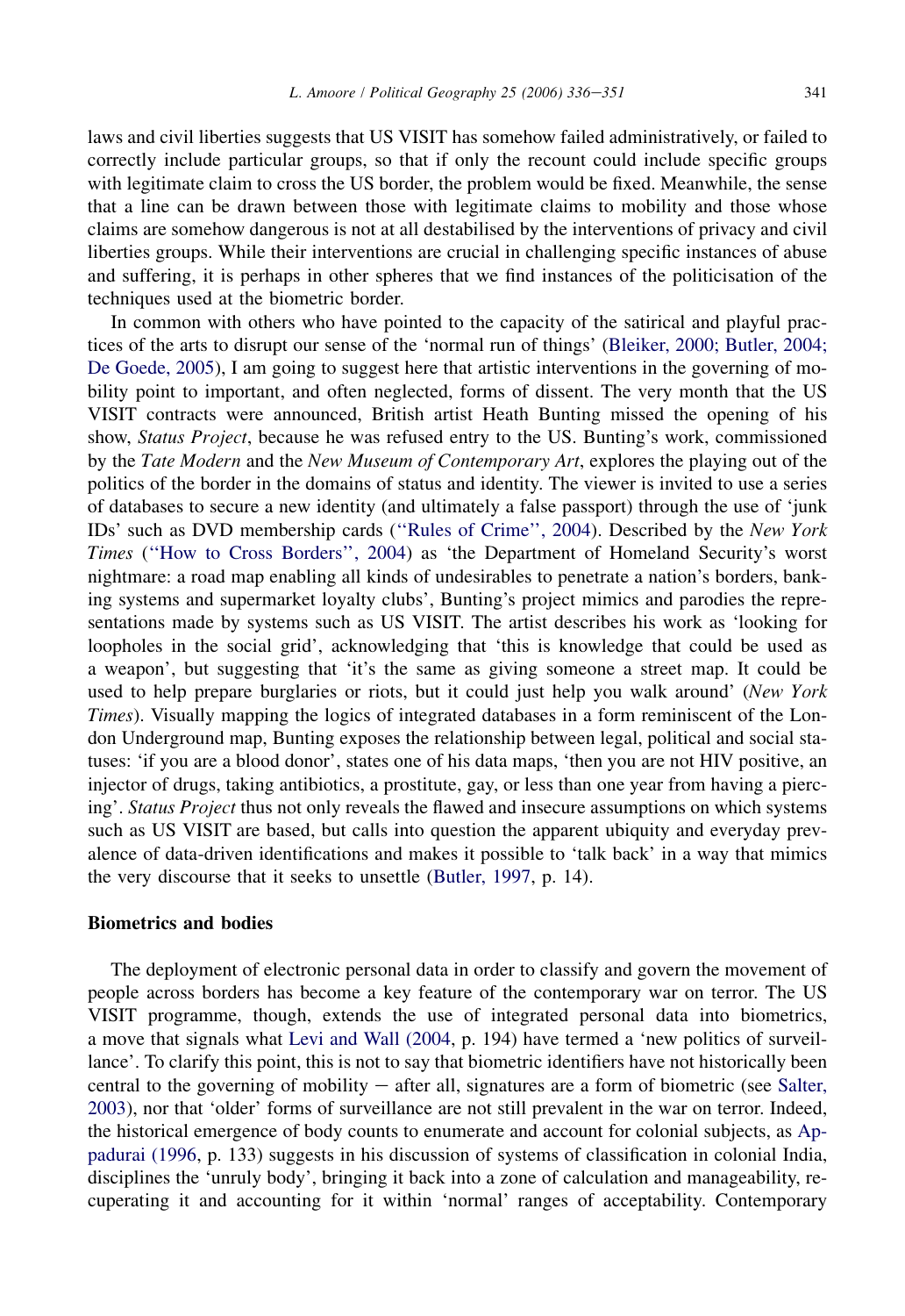laws and civil liberties suggests that US VISIT has somehow failed administratively, or failed to correctly include particular groups, so that if only the recount could include specific groups with legitimate claim to cross the US border, the problem would be fixed. Meanwhile, the sense that a line can be drawn between those with legitimate claims to mobility and those whose claims are somehow dangerous is not at all destabilised by the interventions of privacy and civil liberties groups. While their interventions are crucial in challenging specific instances of abuse and suffering, it is perhaps in other spheres that we find instances of the politicisation of the techniques used at the biometric border.

In common with others who have pointed to the capacity of the satirical and playful practices of the arts to disrupt our sense of the 'normal run of things' (Bleiker, 2000; Butler, 2004; De Goede, 2005), I am going to suggest here that artistic interventions in the governing of mobility point to important, and often neglected, forms of dissent. The very month that the US VISIT contracts were announced, British artist Heath Bunting missed the opening of his show, *Status Project*, because he was refused entry to the US. Bunting's work, commissioned by the *Tate Modern* and the *New Museum of Contemporary Art*, explores the playing out of the politics of the border in the domains of status and identity. The viewer is invited to use a series of databases to secure a new identity (and ultimately a false passport) through the use of 'junk IDs' such as DVD membership cards ("Rules of Crime", 2004). Described by the *New York Times* ("How to Cross Borders", 2004) as 'the Department of Homeland Security's worst nightmare: a road map enabling all kinds of undesirables to penetrate a nation's borders, banking systems and supermarket loyalty clubs', Bunting's project mimics and parodies the representations made by systems such as US VISIT. The artist describes his work as 'looking for loopholes in the social grid', acknowledging that 'this is knowledge that could be used as a weapon', but suggesting that 'it's the same as giving someone a street map. It could be used to help prepare burglaries or riots, but it could just help you walk around' (*New York Times*). Visually mapping the logics of integrated databases in a form reminiscent of the London Underground map, Bunting exposes the relationship between legal, political and social statuses: 'if you are a blood donor', states one of his data maps, 'then you are not HIV positive, an injector of drugs, taking antibiotics, a prostitute, gay, or less than one year from having a piercing'. *Status Project* thus not only reveals the flawed and insecure assumptions on which systems such as US VISIT are based, but calls into question the apparent ubiquity and everyday prevalence of data-driven identifications and makes it possible to 'talk back' in a way that mimics the very discourse that it seeks to unsettle (Butler, 1997, p. 14).

## Biometrics and bodies

The deployment of electronic personal data in order to classify and govern the movement of people across borders has become a key feature of the contemporary war on terror. The US VISIT programme, though, extends the use of integrated personal data into biometrics, a move that signals what Levi and Wall (2004, p. 194) have termed a 'new politics of surveillance'. To clarify this point, this is not to say that biometric identifiers have not historically been central to the governing of mobility – after all, signatures are a form of biometric (see Salter, 2003), nor that 'older' forms of surveillance are not still prevalent in the war on terror. Indeed, the historical emergence of body counts to enumerate and account for colonial subjects, as Appadurai (1996, p. 133) suggests in his discussion of systems of classification in colonial India, disciplines the 'unruly body', bringing it back into a zone of calculation and manageability, recuperating it and accounting for it within 'normal' ranges of acceptability. Contemporary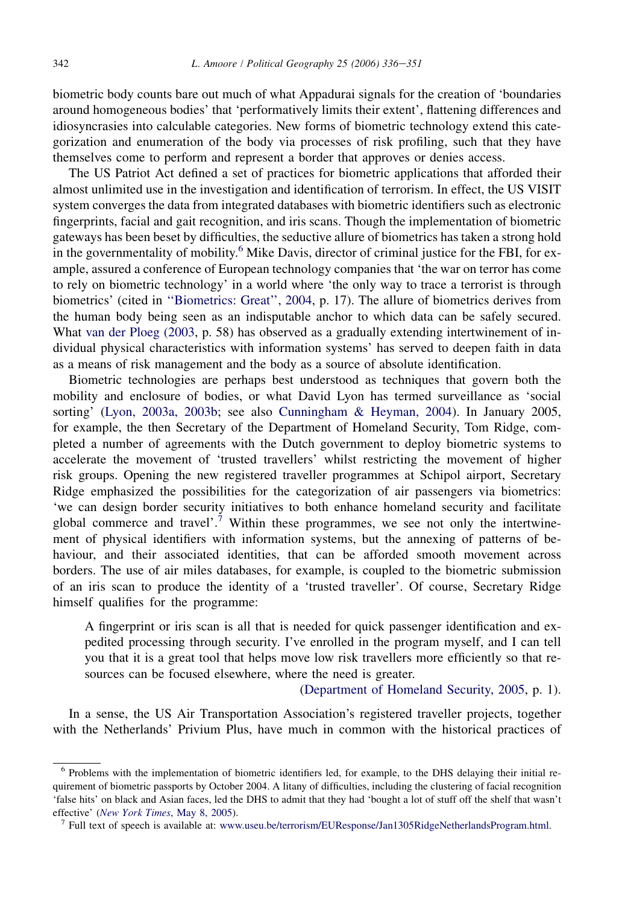biometric body counts bare out much of what Appadurai signals for the creation of 'boundaries around homogeneous bodies' that 'performatively limits their extent', flattening differences and idiosyncrasies into calculable categories. New forms of biometric technology extend this categorization and enumeration of the body via processes of risk profiling, such that they have themselves come to perform and represent a border that approves or denies access.

The US Patriot Act defined a set of practices for biometric applications that afforded their almost unlimited use in the investigation and identification of terrorism. In effect, the US VISIT system converges the data from integrated databases with biometric identifiers such as electronic fingerprints, facial and gait recognition, and iris scans. Though the implementation of biometric gateways has been beset by difficulties, the seductive allure of biometrics has taken a strong hold in the governmentality of mobility.[6] Mike Davis, director of criminal justice for the FBI, for example, assured a conference of European technology companies that 'the war on terror has come to rely on biometric technology' in a world where 'the only way to trace a terrorist is through biometrics' (cited in "Biometrics: Great", 2004, p. 17). The allure of biometrics derives from the human body being seen as an indisputable anchor to which data can be safely secured. What van der Ploeg (2003, p. 58) has observed as a gradually extending intertwinement of individual physical characteristics with information systems' has served to deepen faith in data as a means of risk management and the body as a source of absolute identification.

Biometric technologies are perhaps best understood as techniques that govern both the mobility and enclosure of bodies, or what David Lyon has termed surveillance as 'social sorting' (Lyon, 2003a, 2003b; see also Cunningham & Heyman, 2004). In January 2005, for example, the then Secretary of the Department of Homeland Security, Tom Ridge, completed a number of agreements with the Dutch government to deploy biometric systems to accelerate the movement of 'trusted travellers' whilst restricting the movement of higher risk groups. Opening the new registered traveller programmes at Schipol airport, Secretary Ridge emphasized the possibilities for the categorization of air passengers via biometrics: 'we can design border security initiatives to both enhance homeland security and facilitate global commerce and travel'.[7] Within these programmes, we see not only the intertwinement of physical identifiers with information systems, but the annexing of patterns of behaviour, and their associated identities, that can be afforded smooth movement across borders. The use of air miles databases, for example, is coupled to the biometric submission of an iris scan to produce the identity of a 'trusted traveller'. Of course, Secretary Ridge himself qualifies for the programme:

> A fingerprint or iris scan is all that is needed for quick passenger identification and expedited processing through security. I've enrolled in the program myself, and I can tell you that it is a great tool that helps move low risk travellers more efficiently so that resources can be focused elsewhere, where the need is greater.
>
> (Department of Homeland Security, 2005, p. 1).

In a sense, the US Air Transportation Association's registered traveller projects, together with the Netherlands' Privium Plus, have much in common with the historical practices of

---

[6] Problems with the implementation of biometric identifiers led, for example, to the DHS delaying their initial requirement of biometric passports by October 2004. A litany of difficulties, including the clustering of facial recognition 'false hits' on black and Asian faces, led the DHS to admit that they had 'bought a lot of stuff off the shelf that wasn't effective' (*New York Times*, May 8, 2005).

[7] Full text of speech is available at: www.useu.be/terrorism/EUResponse/Jan1305RidgeNetherlandsProgram.html.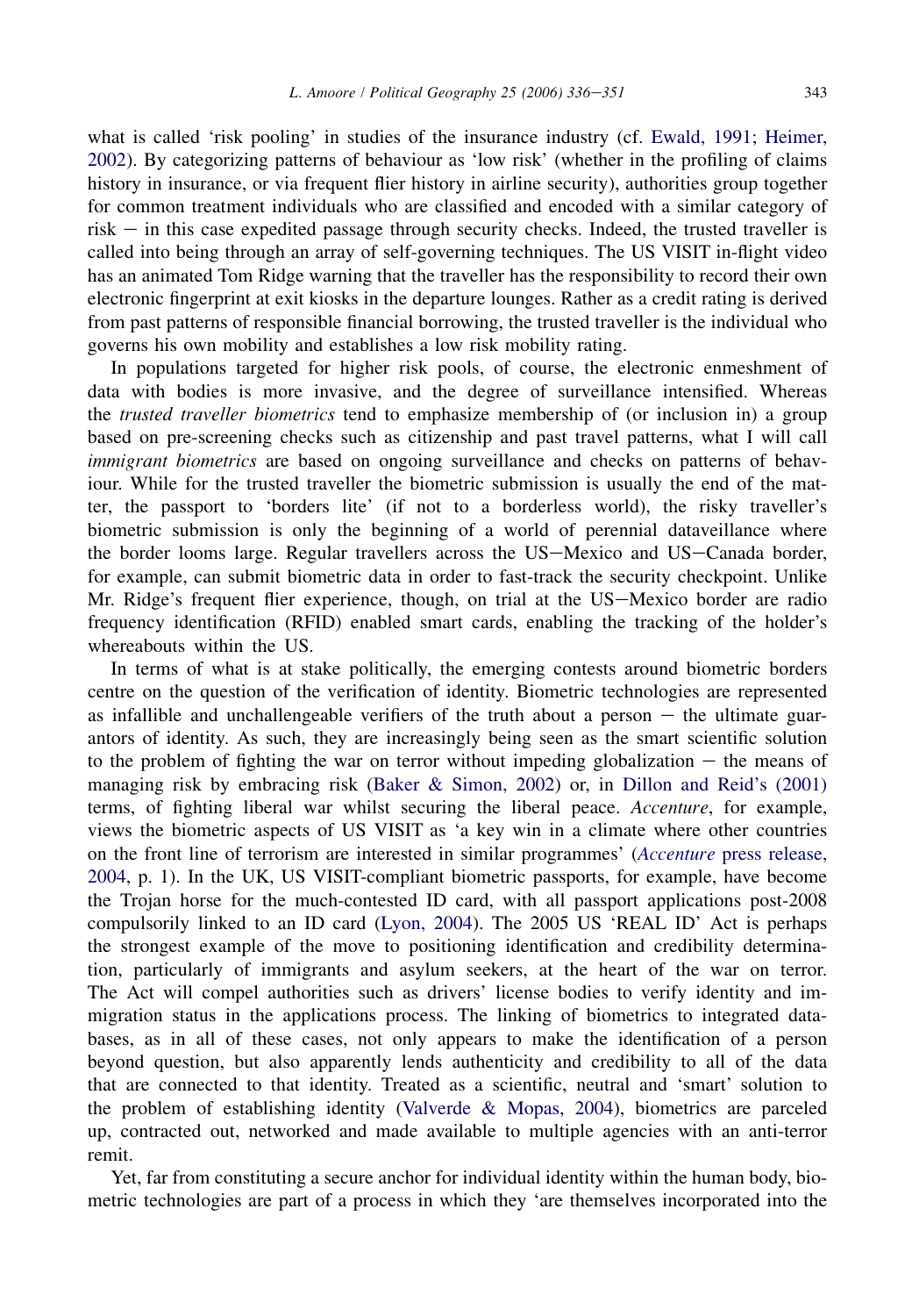what is called 'risk pooling' in studies of the insurance industry (cf. Ewald, 1991; Heimer, 2002). By categorizing patterns of behaviour as 'low risk' (whether in the profiling of claims history in insurance, or via frequent flier history in airline security), authorities group together for common treatment individuals who are classified and encoded with a similar category of risk – in this case expedited passage through security checks. Indeed, the trusted traveller is called into being through an array of self-governing techniques. The US VISIT in-flight video has an animated Tom Ridge warning that the traveller has the responsibility to record their own electronic fingerprint at exit kiosks in the departure lounges. Rather as a credit rating is derived from past patterns of responsible financial borrowing, the trusted traveller is the individual who governs his own mobility and establishes a low risk mobility rating.

In populations targeted for higher risk pools, of course, the electronic enmeshment of data with bodies is more invasive, and the degree of surveillance intensified. Whereas the *trusted traveller biometrics* tend to emphasize membership of (or inclusion in) a group based on pre-screening checks such as citizenship and past travel patterns, what I will call *immigrant biometrics* are based on ongoing surveillance and checks on patterns of behaviour. While for the trusted traveller the biometric submission is usually the end of the matter, the passport to 'borders lite' (if not to a borderless world), the risky traveller's biometric submission is only the beginning of a world of perennial dataveillance where the border looms large. Regular travellers across the US–Mexico and US–Canada border, for example, can submit biometric data in order to fast-track the security checkpoint. Unlike Mr. Ridge's frequent flier experience, though, on trial at the US–Mexico border are radio frequency identification (RFID) enabled smart cards, enabling the tracking of the holder's whereabouts within the US.

In terms of what is at stake politically, the emerging contests around biometric borders centre on the question of the verification of identity. Biometric technologies are represented as infallible and unchallengeable verifiers of the truth about a person – the ultimate guarantors of identity. As such, they are increasingly being seen as the smart scientific solution to the problem of fighting the war on terror without impeding globalization – the means of managing risk by embracing risk (Baker & Simon, 2002) or, in Dillon and Reid's (2001) terms, of fighting liberal war whilst securing the liberal peace. *Accenture*, for example, views the biometric aspects of US VISIT as 'a key win in a climate where other countries on the front line of terrorism are interested in similar programmes' (*Accenture* press release, 2004, p. 1). In the UK, US VISIT-compliant biometric passports, for example, have become the Trojan horse for the much-contested ID card, with all passport applications post-2008 compulsorily linked to an ID card (Lyon, 2004). The 2005 US 'REAL ID' Act is perhaps the strongest example of the move to positioning identification and credibility determination, particularly of immigrants and asylum seekers, at the heart of the war on terror. The Act will compel authorities such as drivers' license bodies to verify identity and immigration status in the applications process. The linking of biometrics to integrated databases, as in all of these cases, not only appears to make the identification of a person beyond question, but also apparently lends authenticity and credibility to all of the data that are connected to that identity. Treated as a scientific, neutral and 'smart' solution to the problem of establishing identity (Valverde & Mopas, 2004), biometrics are parceled up, contracted out, networked and made available to multiple agencies with an anti-terror remit.

Yet, far from constituting a secure anchor for individual identity within the human body, biometric technologies are part of a process in which they 'are themselves incorporated into the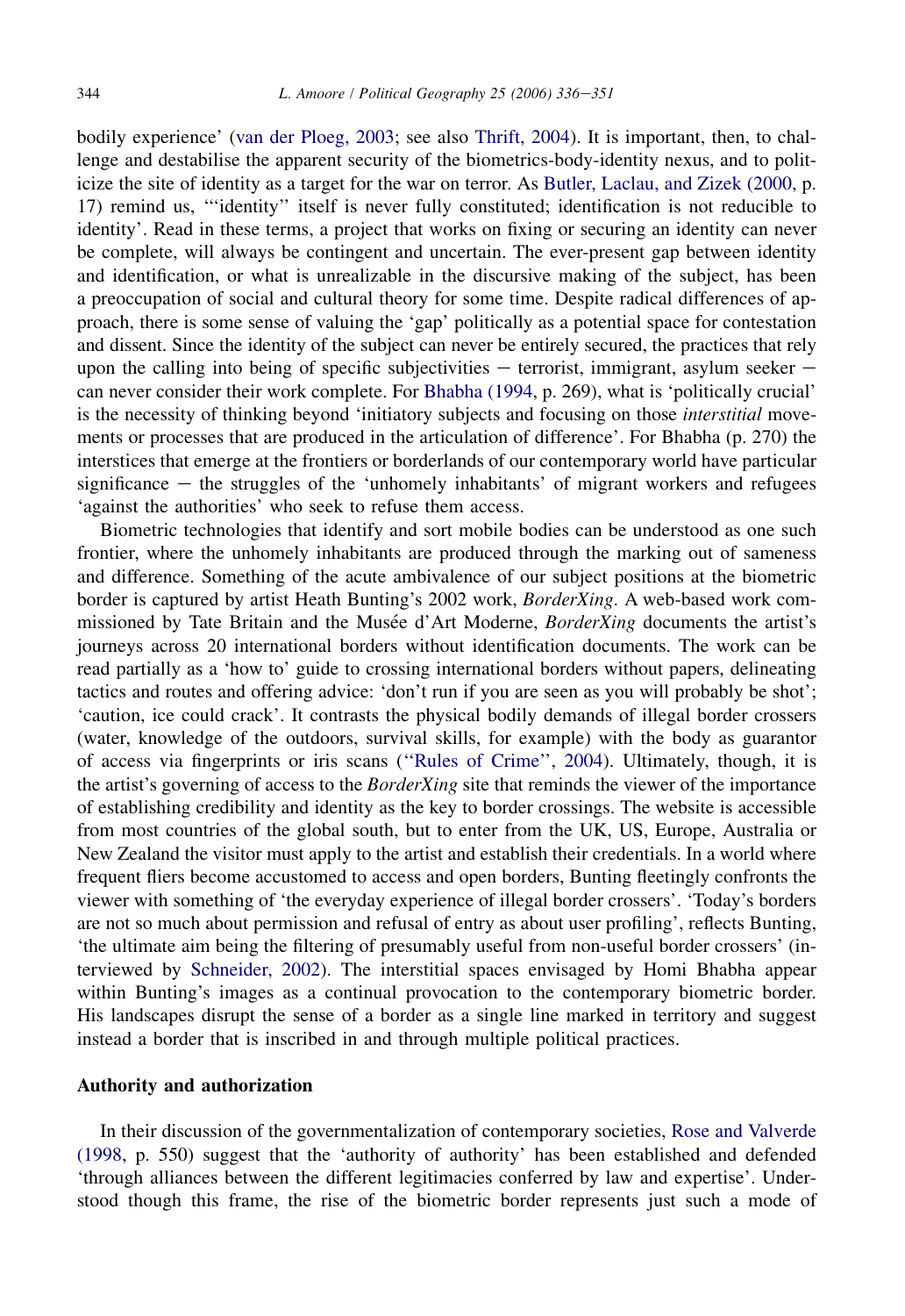bodily experience' (van der Ploeg, 2003; see also Thrift, 2004). It is important, then, to challenge and destabilise the apparent security of the biometrics-body-identity nexus, and to politicize the site of identity as a target for the war on terror. As Butler, Laclau, and Zizek (2000, p. 17) remind us, '"identity" itself is never fully constituted; identification is not reducible to identity'. Read in these terms, a project that works on fixing or securing an identity can never be complete, will always be contingent and uncertain. The ever-present gap between identity and identification, or what is unrealizable in the discursive making of the subject, has been a preoccupation of social and cultural theory for some time. Despite radical differences of approach, there is some sense of valuing the 'gap' politically as a potential space for contestation and dissent. Since the identity of the subject can never be entirely secured, the practices that rely upon the calling into being of specific subjectivities – terrorist, immigrant, asylum seeker – can never consider their work complete. For Bhabha (1994, p. 269), what is 'politically crucial' is the necessity of thinking beyond 'initiatory subjects and focusing on those *interstitial* movements or processes that are produced in the articulation of difference'. For Bhabha (p. 270) the interstices that emerge at the frontiers or borderlands of our contemporary world have particular significance – the struggles of the 'unhomely inhabitants' of migrant workers and refugees 'against the authorities' who seek to refuse them access.

Biometric technologies that identify and sort mobile bodies can be understood as one such frontier, where the unhomely inhabitants are produced through the marking out of sameness and difference. Something of the acute ambivalence of our subject positions at the biometric border is captured by artist Heath Bunting's 2002 work, *BorderXing*. A web-based work commissioned by Tate Britain and the Musée d'Art Moderne, *BorderXing* documents the artist's journeys across 20 international borders without identification documents. The work can be read partially as a 'how to' guide to crossing international borders without papers, delineating tactics and routes and offering advice: 'don't run if you are seen as you will probably be shot'; 'caution, ice could crack'. It contrasts the physical bodily demands of illegal border crossers (water, knowledge of the outdoors, survival skills, for example) with the body as guarantor of access via fingerprints or iris scans ("Rules of Crime", 2004). Ultimately, though, it is the artist's governing of access to the *BorderXing* site that reminds the viewer of the importance of establishing credibility and identity as the key to border crossings. The website is accessible from most countries of the global south, but to enter from the UK, US, Europe, Australia or New Zealand the visitor must apply to the artist and establish their credentials. In a world where frequent fliers become accustomed to access and open borders, Bunting fleetingly confronts the viewer with something of 'the everyday experience of illegal border crossers'. 'Today's borders are not so much about permission and refusal of entry as about user profiling', reflects Bunting, 'the ultimate aim being the filtering of presumably useful from non-useful border crossers' (interviewed by Schneider, 2002). The interstitial spaces envisaged by Homi Bhabha appear within Bunting's images as a continual provocation to the contemporary biometric border. His landscapes disrupt the sense of a border as a single line marked in territory and suggest instead a border that is inscribed in and through multiple political practices.

## Authority and authorization

In their discussion of the governmentalization of contemporary societies, Rose and Valverde (1998, p. 550) suggest that the 'authority of authority' has been established and defended 'through alliances between the different legitimacies conferred by law and expertise'. Understood though this frame, the rise of the biometric border represents just such a mode of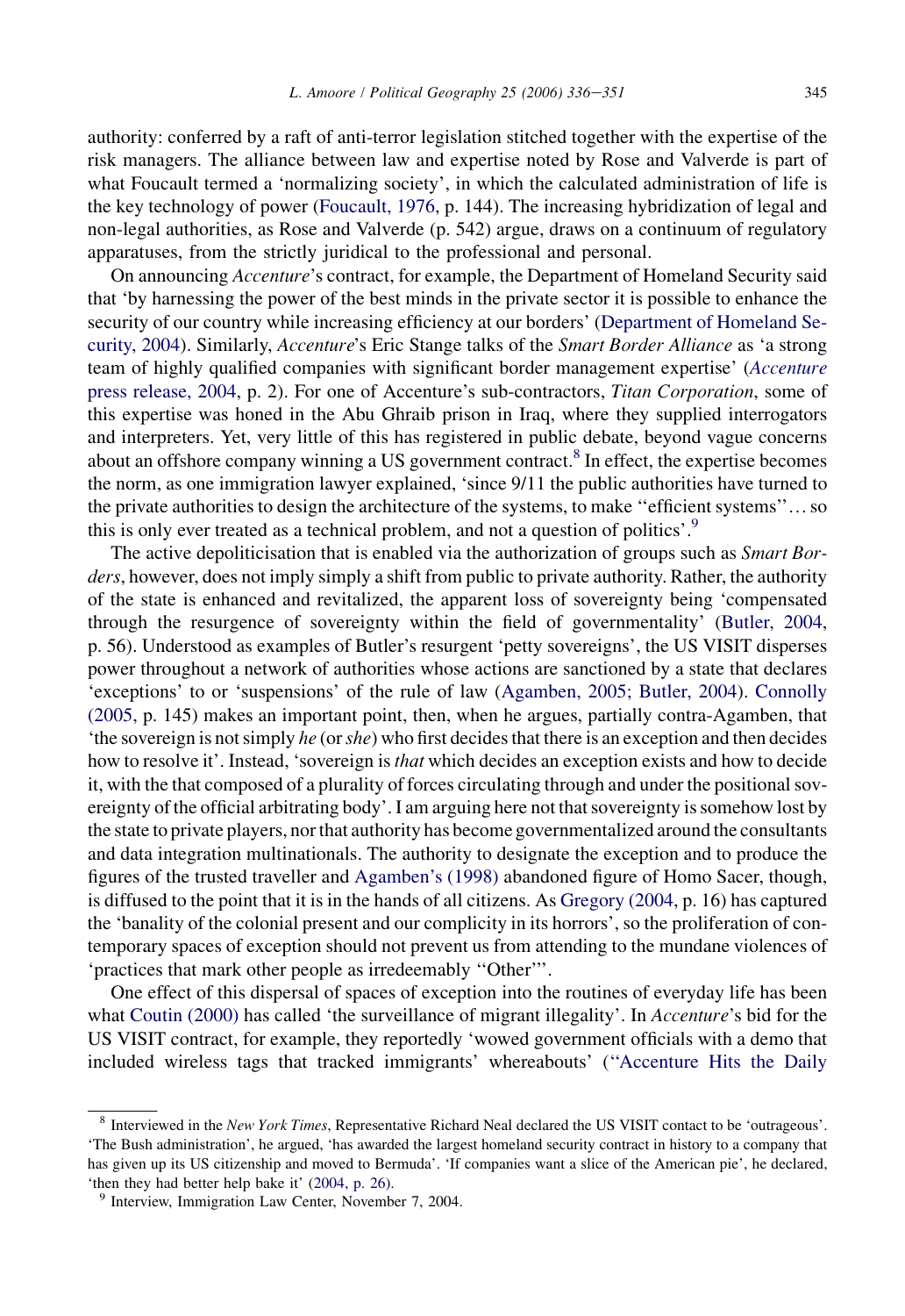authority: conferred by a raft of anti-terror legislation stitched together with the expertise of the risk managers. The alliance between law and expertise noted by Rose and Valverde is part of what Foucault termed a 'normalizing society', in which the calculated administration of life is the key technology of power (Foucault, 1976, p. 144). The increasing hybridization of legal and non-legal authorities, as Rose and Valverde (p. 542) argue, draws on a continuum of regulatory apparatuses, from the strictly juridical to the professional and personal.

On announcing *Accenture*'s contract, for example, the Department of Homeland Security said that 'by harnessing the power of the best minds in the private sector it is possible to enhance the security of our country while increasing efficiency at our borders' (Department of Homeland Security, 2004). Similarly, *Accenture*'s Eric Stange talks of the *Smart Border Alliance* as 'a strong team of highly qualified companies with significant border management expertise' (*Accenture* press release, 2004, p. 2). For one of Accenture's sub-contractors, *Titan Corporation*, some of this expertise was honed in the Abu Ghraib prison in Iraq, where they supplied interrogators and interpreters. Yet, very little of this has registered in public debate, beyond vague concerns about an offshore company winning a US government contract.[8] In effect, the expertise becomes the norm, as one immigration lawyer explained, 'since 9/11 the public authorities have turned to the private authorities to design the architecture of the systems, to make "efficient systems"... so this is only ever treated as a technical problem, and not a question of politics'.[9]

The active depoliticisation that is enabled via the authorization of groups such as *Smart Borders*, however, does not imply simply a shift from public to private authority. Rather, the authority of the state is enhanced and revitalized, the apparent loss of sovereignty being 'compensated through the resurgence of sovereignty within the field of governmentality' (Butler, 2004, p. 56). Understood as examples of Butler's resurgent 'petty sovereigns', the US VISIT disperses power throughout a network of authorities whose actions are sanctioned by a state that declares 'exceptions' to or 'suspensions' of the rule of law (Agamben, 2005; Butler, 2004). Connolly (2005, p. 145) makes an important point, then, when he argues, partially contra-Agamben, that 'the sovereign is not simply *he* (or *she*) who first decides that there is an exception and then decides how to resolve it'. Instead, 'sovereign is *that* which decides an exception exists and how to decide it, with the that composed of a plurality of forces circulating through and under the positional sovereignty of the official arbitrating body'. I am arguing here not that sovereignty is somehow lost by the state to private players, nor that authority has become governmentalized around the consultants and data integration multinationals. The authority to designate the exception and to produce the figures of the trusted traveller and Agamben's (1998) abandoned figure of Homo Sacer, though, is diffused to the point that it is in the hands of all citizens. As Gregory (2004, p. 16) has captured the 'banality of the colonial present and our complicity in its horrors', so the proliferation of contemporary spaces of exception should not prevent us from attending to the mundane violences of 'practices that mark other people as irredeemably "Other"'.

One effect of this dispersal of spaces of exception into the routines of everyday life has been what Coutin (2000) has called 'the surveillance of migrant illegality'. In *Accenture*'s bid for the US VISIT contract, for example, they reportedly 'wowed government officials with a demo that included wireless tags that tracked immigrants' whereabouts' ("Accenture Hits the Daily

---

[8] Interviewed in the *New York Times*, Representative Richard Neal declared the US VISIT contact to be 'outrageous'. 'The Bush administration', he argued, 'has awarded the largest homeland security contract in history to a company that has given up its US citizenship and moved to Bermuda'. 'If companies want a slice of the American pie', he declared, 'then they had better help bake it' (2004, p. 26).

[9] Interview, Immigration Law Center, November 7, 2004.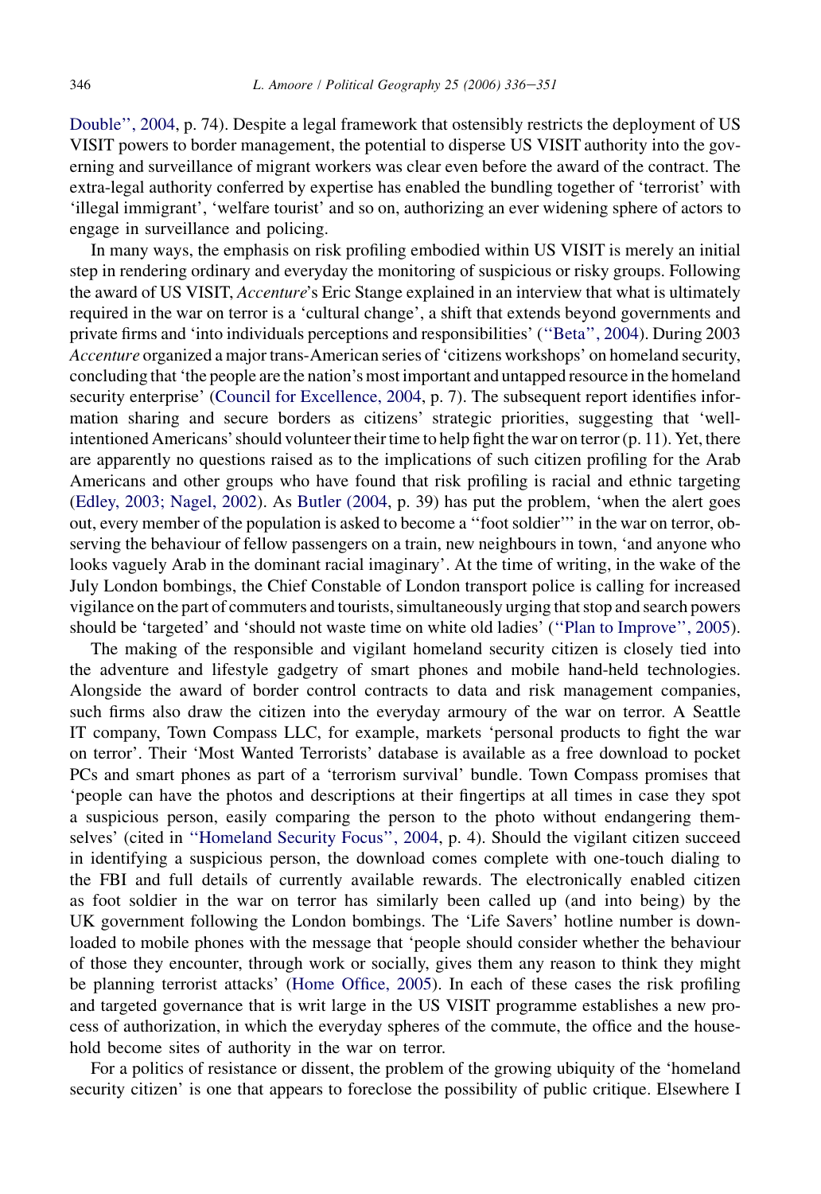Double'', 2004, p. 74). Despite a legal framework that ostensibly restricts the deployment of US VISIT powers to border management, the potential to disperse US VISIT authority into the governing and surveillance of migrant workers was clear even before the award of the contract. The extra-legal authority conferred by expertise has enabled the bundling together of 'terrorist' with 'illegal immigrant', 'welfare tourist' and so on, authorizing an ever widening sphere of actors to engage in surveillance and policing.

In many ways, the emphasis on risk profiling embodied within US VISIT is merely an initial step in rendering ordinary and everyday the monitoring of suspicious or risky groups. Following the award of US VISIT, *Accenture*'s Eric Stange explained in an interview that what is ultimately required in the war on terror is a 'cultural change', a shift that extends beyond governments and private firms and 'into individuals perceptions and responsibilities' (''Beta'', 2004). During 2003 *Accenture* organized a major trans-American series of 'citizens workshops' on homeland security, concluding that 'the people are the nation's most important and untapped resource in the homeland security enterprise' (Council for Excellence, 2004, p. 7). The subsequent report identifies information sharing and secure borders as citizens' strategic priorities, suggesting that 'well-intentioned Americans' should volunteer their time to help fight the war on terror (p. 11). Yet, there are apparently no questions raised as to the implications of such citizen profiling for the Arab Americans and other groups who have found that risk profiling is racial and ethnic targeting (Edley, 2003; Nagel, 2002). As Butler (2004, p. 39) has put the problem, 'when the alert goes out, every member of the population is asked to become a ''foot soldier''' in the war on terror, observing the behaviour of fellow passengers on a train, new neighbours in town, 'and anyone who looks vaguely Arab in the dominant racial imaginary'. At the time of writing, in the wake of the July London bombings, the Chief Constable of London transport police is calling for increased vigilance on the part of commuters and tourists, simultaneously urging that stop and search powers should be 'targeted' and 'should not waste time on white old ladies' (''Plan to Improve'', 2005).

The making of the responsible and vigilant homeland security citizen is closely tied into the adventure and lifestyle gadgetry of smart phones and mobile hand-held technologies. Alongside the award of border control contracts to data and risk management companies, such firms also draw the citizen into the everyday armoury of the war on terror. A Seattle IT company, Town Compass LLC, for example, markets 'personal products to fight the war on terror'. Their 'Most Wanted Terrorists' database is available as a free download to pocket PCs and smart phones as part of a 'terrorism survival' bundle. Town Compass promises that 'people can have the photos and descriptions at their fingertips at all times in case they spot a suspicious person, easily comparing the person to the photo without endangering themselves' (cited in ''Homeland Security Focus'', 2004, p. 4). Should the vigilant citizen succeed in identifying a suspicious person, the download comes complete with one-touch dialing to the FBI and full details of currently available rewards. The electronically enabled citizen as foot soldier in the war on terror has similarly been called up (and into being) by the UK government following the London bombings. The 'Life Savers' hotline number is downloaded to mobile phones with the message that 'people should consider whether the behaviour of those they encounter, through work or socially, gives them any reason to think they might be planning terrorist attacks' (Home Office, 2005). In each of these cases the risk profiling and targeted governance that is writ large in the US VISIT programme establishes a new process of authorization, in which the everyday spheres of the commute, the office and the household become sites of authority in the war on terror.

For a politics of resistance or dissent, the problem of the growing ubiquity of the 'homeland security citizen' is one that appears to foreclose the possibility of public critique. Elsewhere I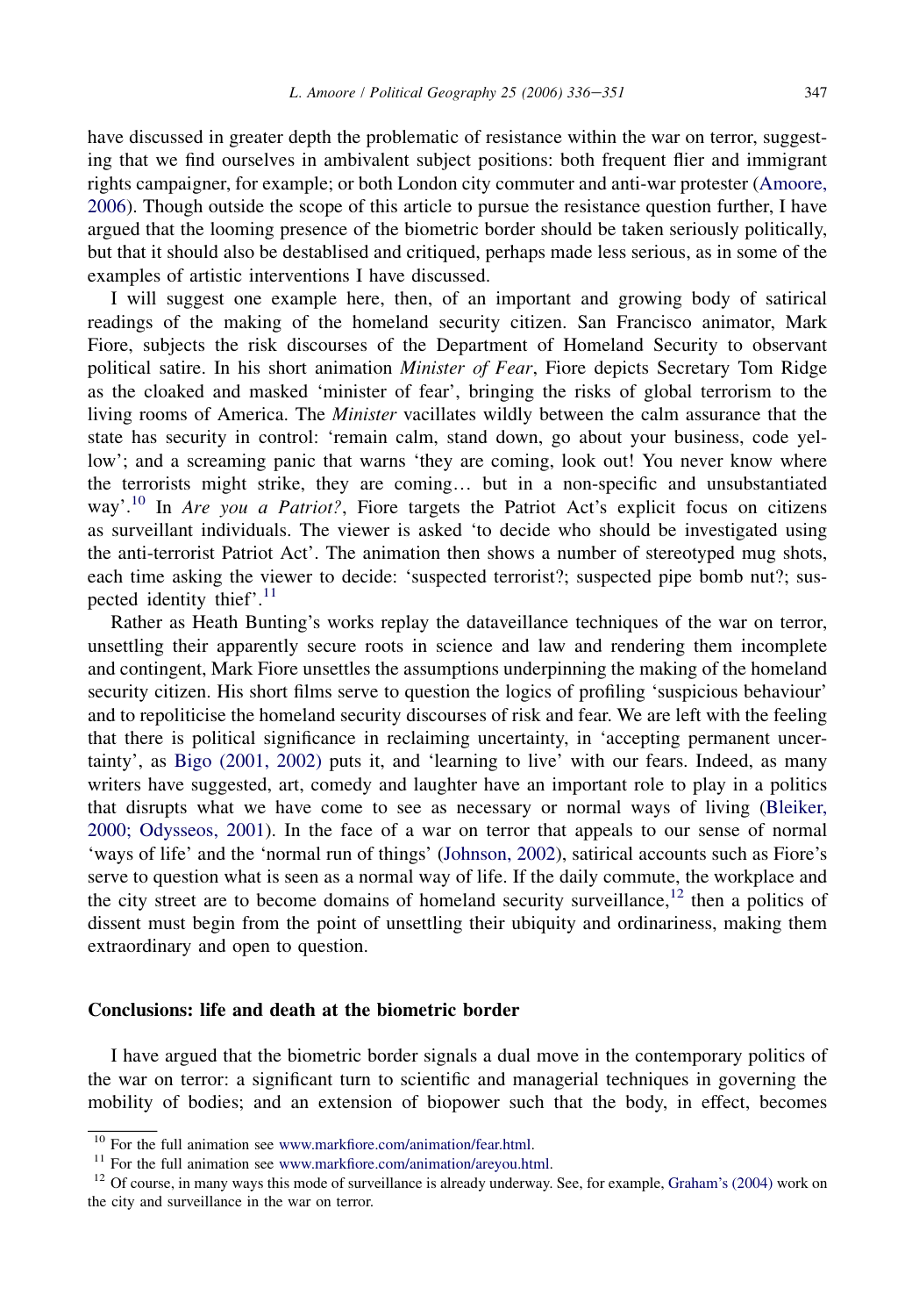have discussed in greater depth the problematic of resistance within the war on terror, suggesting that we find ourselves in ambivalent subject positions: both frequent flier and immigrant rights campaigner, for example; or both London city commuter and anti-war protester (Amoore, 2006). Though outside the scope of this article to pursue the resistance question further, I have argued that the looming presence of the biometric border should be taken seriously politically, but that it should also be destablised and critiqued, perhaps made less serious, as in some of the examples of artistic interventions I have discussed.

I will suggest one example here, then, of an important and growing body of satirical readings of the making of the homeland security citizen. San Francisco animator, Mark Fiore, subjects the risk discourses of the Department of Homeland Security to observant political satire. In his short animation *Minister of Fear*, Fiore depicts Secretary Tom Ridge as the cloaked and masked 'minister of fear', bringing the risks of global terrorism to the living rooms of America. The *Minister* vacillates wildly between the calm assurance that the state has security in control: 'remain calm, stand down, go about your business, code yellow'; and a screaming panic that warns 'they are coming, look out! You never know where the terrorists might strike, they are coming… but in a non-specific and unsubstantiated way'.[10] In *Are you a Patriot?*, Fiore targets the Patriot Act's explicit focus on citizens as surveillant individuals. The viewer is asked 'to decide who should be investigated using the anti-terrorist Patriot Act'. The animation then shows a number of stereotyped mug shots, each time asking the viewer to decide: 'suspected terrorist?; suspected pipe bomb nut?; suspected identity thief'.[11]

Rather as Heath Bunting's works replay the dataveillance techniques of the war on terror, unsettling their apparently secure roots in science and law and rendering them incomplete and contingent, Mark Fiore unsettles the assumptions underpinning the making of the homeland security citizen. His short films serve to question the logics of profiling 'suspicious behaviour' and to repoliticise the homeland security discourses of risk and fear. We are left with the feeling that there is political significance in reclaiming uncertainty, in 'accepting permanent uncertainty', as Bigo (2001, 2002) puts it, and 'learning to live' with our fears. Indeed, as many writers have suggested, art, comedy and laughter have an important role to play in a politics that disrupts what we have come to see as necessary or normal ways of living (Bleiker, 2000; Odysseos, 2001). In the face of a war on terror that appeals to our sense of normal 'ways of life' and the 'normal run of things' (Johnson, 2002), satirical accounts such as Fiore's serve to question what is seen as a normal way of life. If the daily commute, the workplace and the city street are to become domains of homeland security surveillance,[12] then a politics of dissent must begin from the point of unsettling their ubiquity and ordinariness, making them extraordinary and open to question.

## Conclusions: life and death at the biometric border

I have argued that the biometric border signals a dual move in the contemporary politics of the war on terror: a significant turn to scientific and managerial techniques in governing the mobility of bodies; and an extension of biopower such that the body, in effect, becomes

---

[10] For the full animation see www.markfiore.com/animation/fear.html.

[11] For the full animation see www.markfiore.com/animation/areyou.html.

[12] Of course, in many ways this mode of surveillance is already underway. See, for example, Graham's (2004) work on the city and surveillance in the war on terror.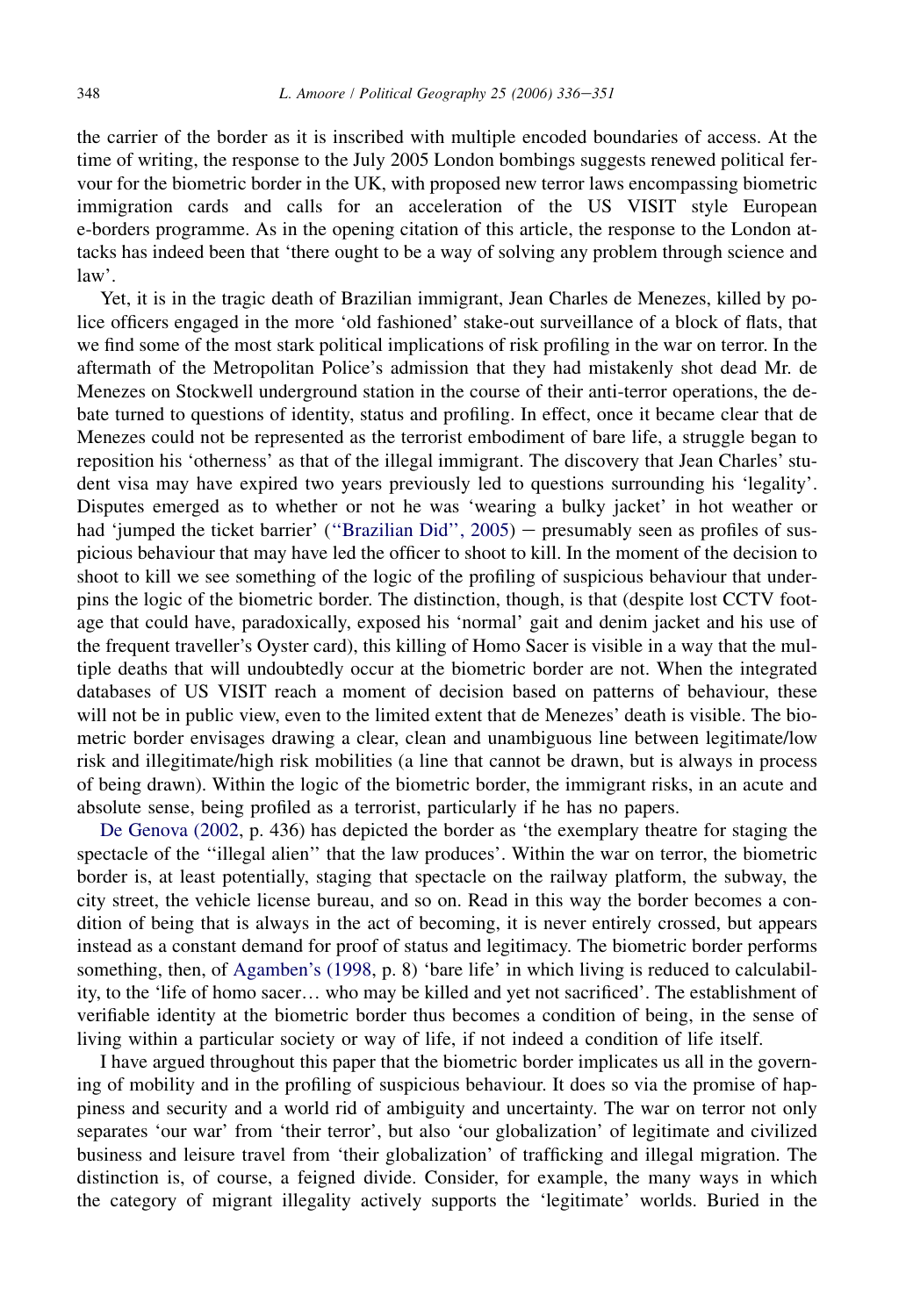the carrier of the border as it is inscribed with multiple encoded boundaries of access. At the time of writing, the response to the July 2005 London bombings suggests renewed political fervour for the biometric border in the UK, with proposed new terror laws encompassing biometric immigration cards and calls for an acceleration of the US VISIT style European e-borders programme. As in the opening citation of this article, the response to the London attacks has indeed been that 'there ought to be a way of solving any problem through science and law'.

Yet, it is in the tragic death of Brazilian immigrant, Jean Charles de Menezes, killed by police officers engaged in the more 'old fashioned' stake-out surveillance of a block of flats, that we find some of the most stark political implications of risk profiling in the war on terror. In the aftermath of the Metropolitan Police's admission that they had mistakenly shot dead Mr. de Menezes on Stockwell underground station in the course of their anti-terror operations, the debate turned to questions of identity, status and profiling. In effect, once it became clear that de Menezes could not be represented as the terrorist embodiment of bare life, a struggle began to reposition his 'otherness' as that of the illegal immigrant. The discovery that Jean Charles' student visa may have expired two years previously led to questions surrounding his 'legality'. Disputes emerged as to whether or not he was 'wearing a bulky jacket' in hot weather or had 'jumped the ticket barrier' ("Brazilian Did", 2005) – presumably seen as profiles of suspicious behaviour that may have led the officer to shoot to kill. In the moment of the decision to shoot to kill we see something of the logic of the profiling of suspicious behaviour that underpins the logic of the biometric border. The distinction, though, is that (despite lost CCTV footage that could have, paradoxically, exposed his 'normal' gait and denim jacket and his use of the frequent traveller's Oyster card), this killing of Homo Sacer is visible in a way that the multiple deaths that will undoubtedly occur at the biometric border are not. When the integrated databases of US VISIT reach a moment of decision based on patterns of behaviour, these will not be in public view, even to the limited extent that de Menezes' death is visible. The biometric border envisages drawing a clear, clean and unambiguous line between legitimate/low risk and illegitimate/high risk mobilities (a line that cannot be drawn, but is always in process of being drawn). Within the logic of the biometric border, the immigrant risks, in an acute and absolute sense, being profiled as a terrorist, particularly if he has no papers.

De Genova (2002, p. 436) has depicted the border as 'the exemplary theatre for staging the spectacle of the "illegal alien" that the law produces'. Within the war on terror, the biometric border is, at least potentially, staging that spectacle on the railway platform, the subway, the city street, the vehicle license bureau, and so on. Read in this way the border becomes a condition of being that is always in the act of becoming, it is never entirely crossed, but appears instead as a constant demand for proof of status and legitimacy. The biometric border performs something, then, of Agamben's (1998, p. 8) 'bare life' in which living is reduced to calculability, to the 'life of homo sacer… who may be killed and yet not sacrificed'. The establishment of verifiable identity at the biometric border thus becomes a condition of being, in the sense of living within a particular society or way of life, if not indeed a condition of life itself.

I have argued throughout this paper that the biometric border implicates us all in the governing of mobility and in the profiling of suspicious behaviour. It does so via the promise of happiness and security and a world rid of ambiguity and uncertainty. The war on terror not only separates 'our war' from 'their terror', but also 'our globalization' of legitimate and civilized business and leisure travel from 'their globalization' of trafficking and illegal migration. The distinction is, of course, a feigned divide. Consider, for example, the many ways in which the category of migrant illegality actively supports the 'legitimate' worlds. Buried in the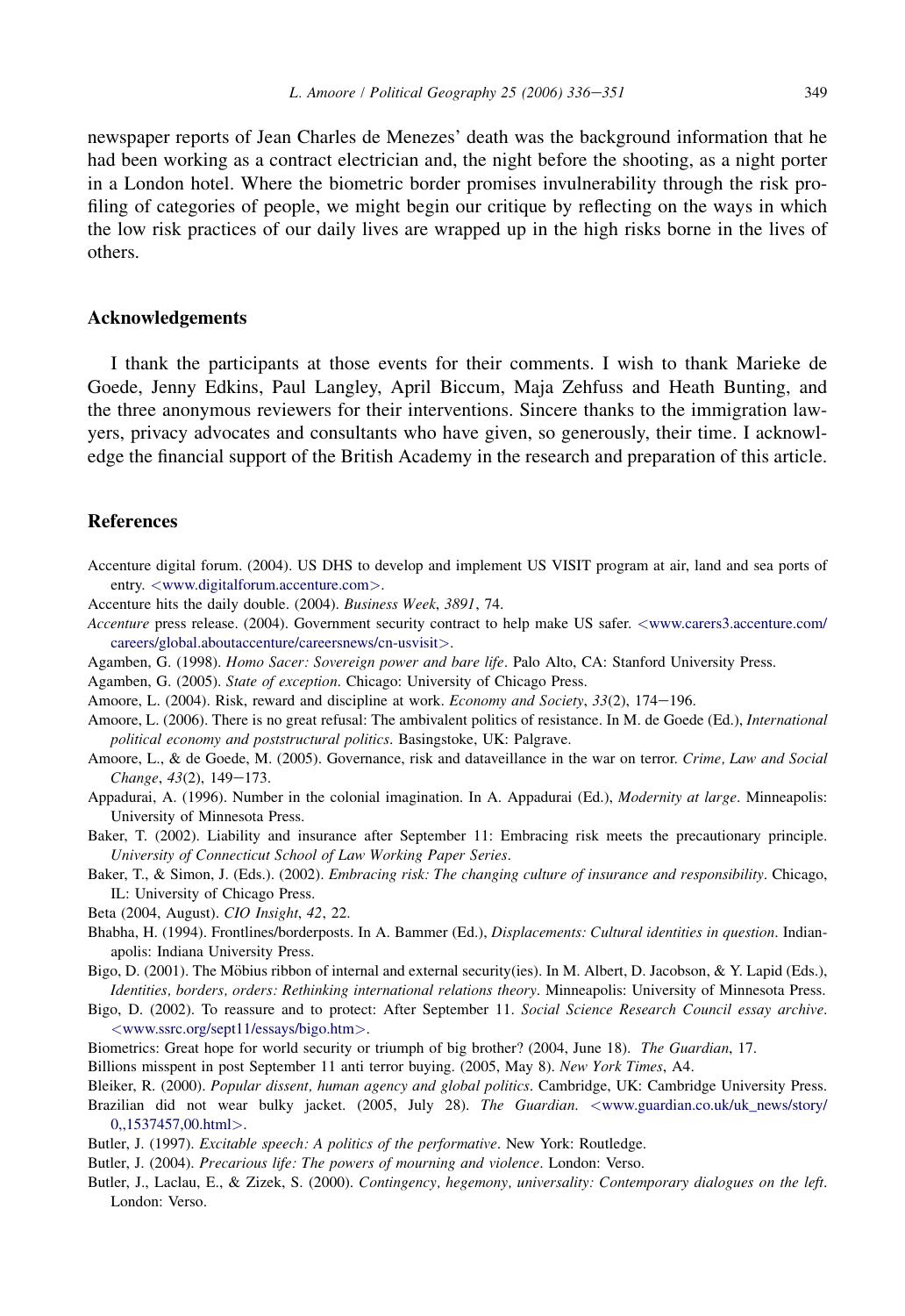newspaper reports of Jean Charles de Menezes' death was the background information that he had been working as a contract electrician and, the night before the shooting, as a night porter in a London hotel. Where the biometric border promises invulnerability through the risk profiling of categories of people, we might begin our critique by reflecting on the ways in which the low risk practices of our daily lives are wrapped up in the high risks borne in the lives of others.

## Acknowledgements

I thank the participants at those events for their comments. I wish to thank Marieke de Goede, Jenny Edkins, Paul Langley, April Biccum, Maja Zehfuss and Heath Bunting, and the three anonymous reviewers for their interventions. Sincere thanks to the immigration lawyers, privacy advocates and consultants who have given, so generously, their time. I acknowledge the financial support of the British Academy in the research and preparation of this article.

## References

Accenture digital forum. (2004). US DHS to develop and implement US VISIT program at air, land and sea ports of entry. <www.digitalforum.accenture.com>.

Accenture hits the daily double. (2004). *Business Week*, *3891*, 74.

*Accenture* press release. (2004). Government security contract to help make US safer. <www.carers3.accenture.com/careers/global.aboutaccenture/careersnews/cn-usvisit>.

Agamben, G. (1998). *Homo Sacer: Sovereign power and bare life*. Palo Alto, CA: Stanford University Press.

Agamben, G. (2005). *State of exception*. Chicago: University of Chicago Press.

Amoore, L. (2004). Risk, reward and discipline at work. *Economy and Society*, *33*(2), 174–196.

Amoore, L. (2006). There is no great refusal: The ambivalent politics of resistance. In M. de Goede (Ed.), *International political economy and poststructural politics*. Basingstoke, UK: Palgrave.

Amoore, L., & de Goede, M. (2005). Governance, risk and dataveillance in the war on terror. *Crime, Law and Social Change*, *43*(2), 149–173.

Appadurai, A. (1996). Number in the colonial imagination. In A. Appadurai (Ed.), *Modernity at large*. Minneapolis: University of Minnesota Press.

Baker, T. (2002). Liability and insurance after September 11: Embracing risk meets the precautionary principle. *University of Connecticut School of Law Working Paper Series*.

Baker, T., & Simon, J. (Eds.). (2002). *Embracing risk: The changing culture of insurance and responsibility*. Chicago, IL: University of Chicago Press.

Beta (2004, August). *CIO Insight*, *42*, 22.

Bhabha, H. (1994). Frontlines/borderposts. In A. Bammer (Ed.), *Displacements: Cultural identities in question*. Indianapolis: Indiana University Press.

Bigo, D. (2001). The Möbius ribbon of internal and external security(ies). In M. Albert, D. Jacobson, & Y. Lapid (Eds.), *Identities, borders, orders: Rethinking international relations theory*. Minneapolis: University of Minnesota Press.

Bigo, D. (2002). To reassure and to protect: After September 11. *Social Science Research Council essay archive*. <www.ssrc.org/sept11/essays/bigo.htm>.

Biometrics: Great hope for world security or triumph of big brother? (2004, June 18). *The Guardian*, 17.

Billions misspent in post September 11 anti terror buying. (2005, May 8). *New York Times*, A4.

Bleiker, R. (2000). *Popular dissent, human agency and global politics*. Cambridge, UK: Cambridge University Press.

Brazilian did not wear bulky jacket. (2005, July 28). *The Guardian*. <www.guardian.co.uk/uk_news/story/0,,1537457,00.html>.

Butler, J. (1997). *Excitable speech: A politics of the performative*. New York: Routledge.

Butler, J. (2004). *Precarious life: The powers of mourning and violence*. London: Verso.

Butler, J., Laclau, E., & Zizek, S. (2000). *Contingency, hegemony, universality: Contemporary dialogues on the left*. London: Verso.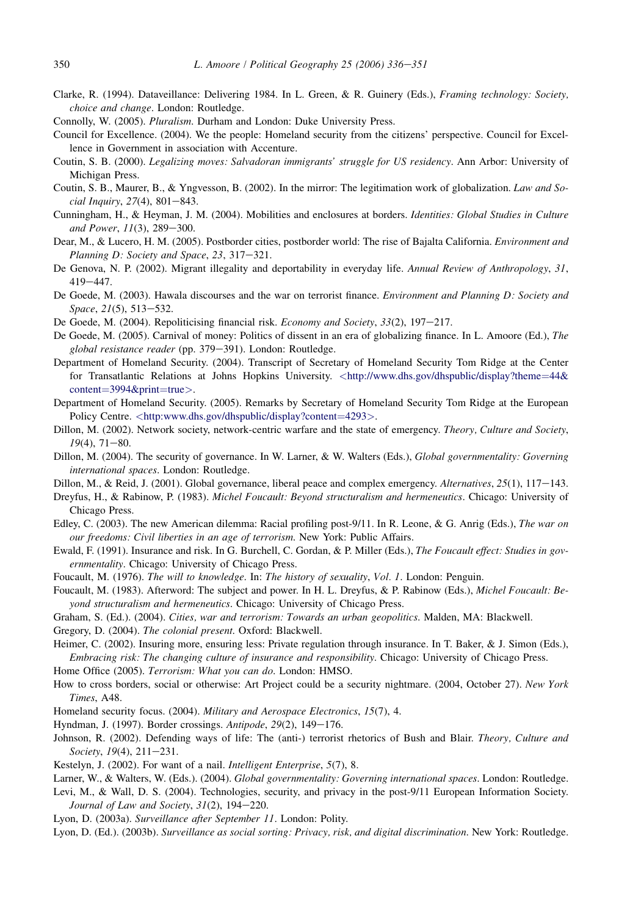Clarke, R. (1994). Dataveillance: Delivering 1984. In L. Green, & R. Guinery (Eds.), *Framing technology: Society, choice and change*. London: Routledge.

Connolly, W. (2005). *Pluralism.* Durham and London: Duke University Press.

Council for Excellence. (2004). We the people: Homeland security from the citizens' perspective. Council for Excellence in Government in association with Accenture.

Coutin, S. B. (2000). *Legalizing moves: Salvadoran immigrants' struggle for US residency*. Ann Arbor: University of Michigan Press.

Coutin, S. B., Maurer, B., & Yngvesson, B. (2002). In the mirror: The legitimation work of globalization. *Law and Social Inquiry*, *27*(4), 801–843.

Cunningham, H., & Heyman, J. M. (2004). Mobilities and enclosures at borders. *Identities: Global Studies in Culture and Power*, *11*(3), 289–300.

Dear, M., & Lucero, H. M. (2005). Postborder cities, postborder world: The rise of Bajalta California. *Environment and Planning D: Society and Space*, *23*, 317–321.

De Genova, N. P. (2002). Migrant illegality and deportability in everyday life. *Annual Review of Anthropology*, *31*, 419–447.

De Goede, M. (2003). Hawala discourses and the war on terrorist finance. *Environment and Planning D: Society and Space*, *21*(5), 513–532.

De Goede, M. (2004). Repoliticising financial risk. *Economy and Society*, *33*(2), 197–217.

De Goede, M. (2005). Carnival of money: Politics of dissent in an era of globalizing finance. In L. Amoore (Ed.), *The global resistance reader* (pp. 379–391). London: Routledge.

Department of Homeland Security. (2004). Transcript of Secretary of Homeland Security Tom Ridge at the Center for Transatlantic Relations at Johns Hopkins University. <http://www.dhs.gov/dhspublic/display?theme=44&content=3994&print=true>.

Department of Homeland Security. (2005). Remarks by Secretary of Homeland Security Tom Ridge at the European Policy Centre. <http:www.dhs.gov/dhspublic/display?content=4293>.

Dillon, M. (2002). Network society, network-centric warfare and the state of emergency. *Theory, Culture and Society*, *19*(4), 71–80.

Dillon, M. (2004). The security of governance. In W. Larner, & W. Walters (Eds.), *Global governmentality: Governing international spaces*. London: Routledge.

Dillon, M., & Reid, J. (2001). Global governance, liberal peace and complex emergency. *Alternatives*, *25*(1), 117–143.

Dreyfus, H., & Rabinow, P. (1983). *Michel Foucault: Beyond structuralism and hermeneutics*. Chicago: University of Chicago Press.

Edley, C. (2003). The new American dilemma: Racial profiling post-9/11. In R. Leone, & G. Anrig (Eds.), *The war on our freedoms: Civil liberties in an age of terrorism*. New York: Public Affairs.

Ewald, F. (1991). Insurance and risk. In G. Burchell, C. Gordan, & P. Miller (Eds.), *The Foucault effect: Studies in governmentality*. Chicago: University of Chicago Press.

Foucault, M. (1976). *The will to knowledge*. In: *The history of sexuality*, *Vol. 1*. London: Penguin.

Foucault, M. (1983). Afterword: The subject and power. In H. L. Dreyfus, & P. Rabinow (Eds.), *Michel Foucault: Beyond structuralism and hermeneutics*. Chicago: University of Chicago Press.

Graham, S. (Ed.). (2004). *Cities, war and terrorism: Towards an urban geopolitics*. Malden, MA: Blackwell.

Gregory, D. (2004). *The colonial present*. Oxford: Blackwell.

Heimer, C. (2002). Insuring more, ensuring less: Private regulation through insurance. In T. Baker, & J. Simon (Eds.), *Embracing risk: The changing culture of insurance and responsibility*. Chicago: University of Chicago Press.

Home Office (2005). *Terrorism: What you can do*. London: HMSO.

How to cross borders, social or otherwise: Art Project could be a security nightmare. (2004, October 27). *New York Times*, A48.

Homeland security focus. (2004). *Military and Aerospace Electronics*, *15*(7), 4.

Hyndman, J. (1997). Border crossings. *Antipode*, *29*(2), 149–176.

Johnson, R. (2002). Defending ways of life: The (anti-) terrorist rhetorics of Bush and Blair. *Theory, Culture and Society*, *19*(4), 211–231.

Kestelyn, J. (2002). For want of a nail. *Intelligent Enterprise*, *5*(7), 8.

Larner, W., & Walters, W. (Eds.). (2004). *Global governmentality: Governing international spaces*. London: Routledge.

Levi, M., & Wall, D. S. (2004). Technologies, security, and privacy in the post-9/11 European Information Society. *Journal of Law and Society*, *31*(2), 194–220.

Lyon, D. (2003a). *Surveillance after September 11*. London: Polity.

Lyon, D. (Ed.). (2003b). *Surveillance as social sorting: Privacy, risk, and digital discrimination*. New York: Routledge.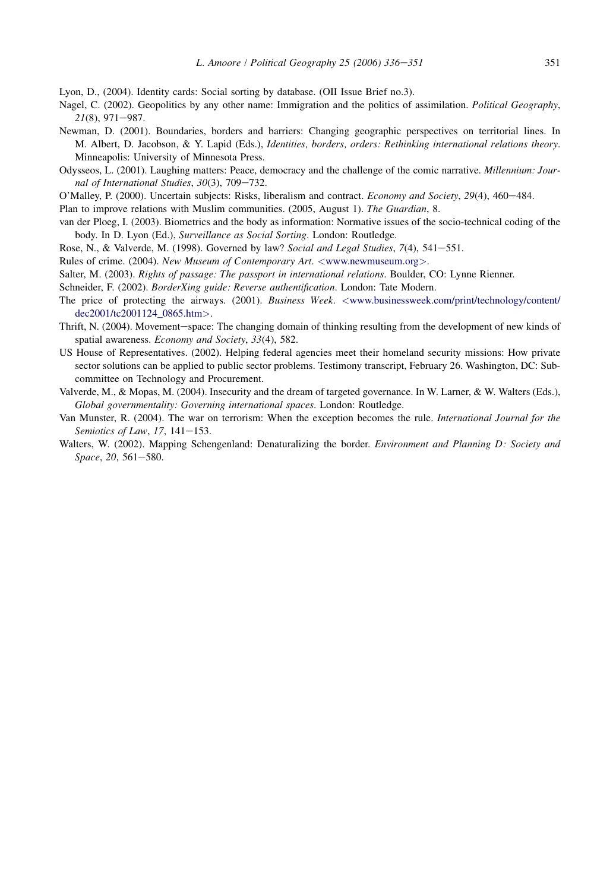Lyon, D., (2004). Identity cards: Social sorting by database. (OII Issue Brief no.3).

Nagel, C. (2002). Geopolitics by any other name: Immigration and the politics of assimilation. *Political Geography*, *21*(8), 971–987.

Newman, D. (2001). Boundaries, borders and barriers: Changing geographic perspectives on territorial lines. In M. Albert, D. Jacobson, & Y. Lapid (Eds.), *Identities, borders, orders: Rethinking international relations theory*. Minneapolis: University of Minnesota Press.

Odysseos, L. (2001). Laughing matters: Peace, democracy and the challenge of the comic narrative. *Millennium: Journal of International Studies*, *30*(3), 709–732.

O'Malley, P. (2000). Uncertain subjects: Risks, liberalism and contract. *Economy and Society*, *29*(4), 460–484.

Plan to improve relations with Muslim communities. (2005, August 1). *The Guardian*, 8.

van der Ploeg, I. (2003). Biometrics and the body as information: Normative issues of the socio-technical coding of the body. In D. Lyon (Ed.), *Surveillance as Social Sorting*. London: Routledge.

Rose, N., & Valverde, M. (1998). Governed by law? *Social and Legal Studies*, *7*(4), 541–551.

Rules of crime. (2004). *New Museum of Contemporary Art*. <www.newmuseum.org>.

Salter, M. (2003). *Rights of passage: The passport in international relations*. Boulder, CO: Lynne Rienner.

Schneider, F. (2002). *BorderXing guide: Reverse authentification*. London: Tate Modern.

The price of protecting the airways. (2001). *Business Week*. <www.businessweek.com/print/technology/content/dec2001/tc2001124_0865.htm>.

Thrift, N. (2004). Movement–space: The changing domain of thinking resulting from the development of new kinds of spatial awareness. *Economy and Society*, *33*(4), 582.

US House of Representatives. (2002). Helping federal agencies meet their homeland security missions: How private sector solutions can be applied to public sector problems. Testimony transcript, February 26. Washington, DC: Subcommittee on Technology and Procurement.

Valverde, M., & Mopas, M. (2004). Insecurity and the dream of targeted governance. In W. Larner, & W. Walters (Eds.), *Global governmentality: Governing international spaces*. London: Routledge.

Van Munster, R. (2004). The war on terrorism: When the exception becomes the rule. *International Journal for the Semiotics of Law*, *17*, 141–153.

Walters, W. (2002). Mapping Schengenland: Denaturalizing the border. *Environment and Planning D: Society and Space*, *20*, 561–580.